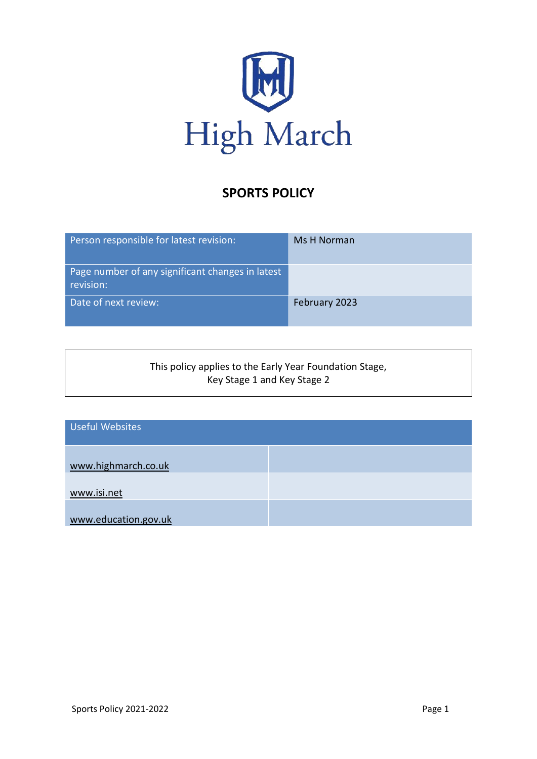High March

# SPORTS POLICY

| Person responsible for latest revision: | Ms H Norman |
|---|---|
| Page number of any significant changes in latest revision: | |
| Date of next review: | February 2023 |

This policy applies to the Early Year Foundation Stage, Key Stage 1 and Key Stage 2

| Useful Websites | |
|---|---|
| www.highmarch.co.uk | |
| www.isi.net | |
| www.education.gov.uk | |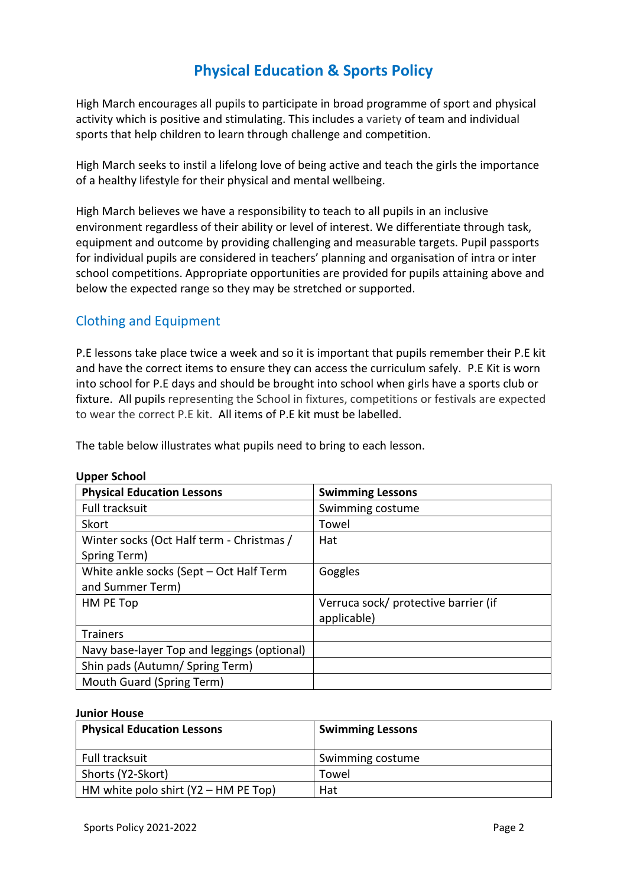# Physical Education & Sports Policy

High March encourages all pupils to participate in broad programme of sport and physical activity which is positive and stimulating. This includes a variety of team and individual sports that help children to learn through challenge and competition.

High March seeks to instil a lifelong love of being active and teach the girls the importance of a healthy lifestyle for their physical and mental wellbeing.

High March believes we have a responsibility to teach to all pupils in an inclusive environment regardless of their ability or level of interest. We differentiate through task, equipment and outcome by providing challenging and measurable targets. Pupil passports for individual pupils are considered in teachers' planning and organisation of intra or inter school competitions. Appropriate opportunities are provided for pupils attaining above and below the expected range so they may be stretched or supported.

## Clothing and Equipment

P.E lessons take place twice a week and so it is important that pupils remember their P.E kit and have the correct items to ensure they can access the curriculum safely. P.E Kit is worn into school for P.E days and should be brought into school when girls have a sports club or fixture. All pupils representing the School in fixtures, competitions or festivals are expected to wear the correct P.E kit. All items of P.E kit must be labelled.

The table below illustrates what pupils need to bring to each lesson.

**Upper School**

| Physical Education Lessons | Swimming Lessons |
|---|---|
| Full tracksuit | Swimming costume |
| Skort | Towel |
| Winter socks (Oct Half term - Christmas / Spring Term) | Hat |
| White ankle socks (Sept – Oct Half Term and Summer Term) | Goggles |
| HM PE Top | Verruca sock/ protective barrier (if applicable) |
| Trainers | |
| Navy base-layer Top and leggings (optional) | |
| Shin pads (Autumn/ Spring Term) | |
| Mouth Guard (Spring Term) | |

**Junior House**

| Physical Education Lessons | Swimming Lessons |
|---|---|
| Full tracksuit | Swimming costume |
| Shorts (Y2-Skort) | Towel |
| HM white polo shirt (Y2 – HM PE Top) | Hat |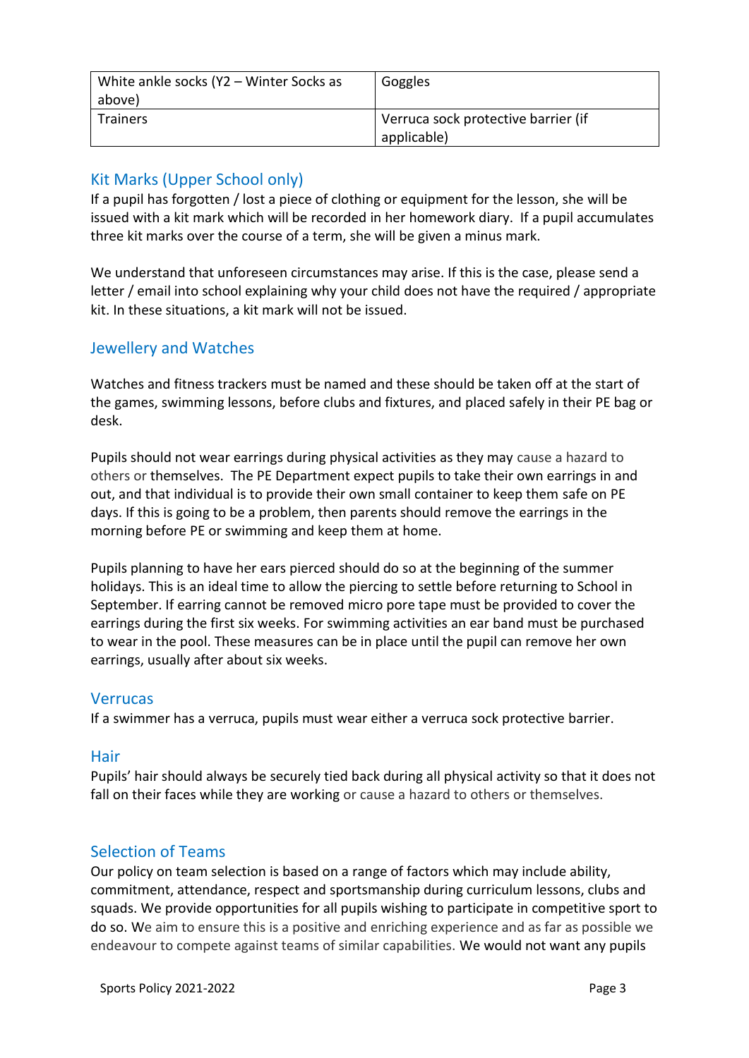| White ankle socks (Y2 – Winter Socks as above) | Goggles |
| --- | --- |
| Trainers | Verruca sock protective barrier (if applicable) |

## Kit Marks (Upper School only)

If a pupil has forgotten / lost a piece of clothing or equipment for the lesson, she will be issued with a kit mark which will be recorded in her homework diary. If a pupil accumulates three kit marks over the course of a term, she will be given a minus mark.

We understand that unforeseen circumstances may arise. If this is the case, please send a letter / email into school explaining why your child does not have the required / appropriate kit. In these situations, a kit mark will not be issued.

## Jewellery and Watches

Watches and fitness trackers must be named and these should be taken off at the start of the games, swimming lessons, before clubs and fixtures, and placed safely in their PE bag or desk.

Pupils should not wear earrings during physical activities as they may cause a hazard to others or themselves. The PE Department expect pupils to take their own earrings in and out, and that individual is to provide their own small container to keep them safe on PE days. If this is going to be a problem, then parents should remove the earrings in the morning before PE or swimming and keep them at home.

Pupils planning to have her ears pierced should do so at the beginning of the summer holidays. This is an ideal time to allow the piercing to settle before returning to School in September. If earring cannot be removed micro pore tape must be provided to cover the earrings during the first six weeks. For swimming activities an ear band must be purchased to wear in the pool. These measures can be in place until the pupil can remove her own earrings, usually after about six weeks.

## Verrucas

If a swimmer has a verruca, pupils must wear either a verruca sock protective barrier.

## Hair

Pupils' hair should always be securely tied back during all physical activity so that it does not fall on their faces while they are working or cause a hazard to others or themselves.

## Selection of Teams

Our policy on team selection is based on a range of factors which may include ability, commitment, attendance, respect and sportsmanship during curriculum lessons, clubs and squads. We provide opportunities for all pupils wishing to participate in competitive sport to do so. We aim to ensure this is a positive and enriching experience and as far as possible we endeavour to compete against teams of similar capabilities. We would not want any pupils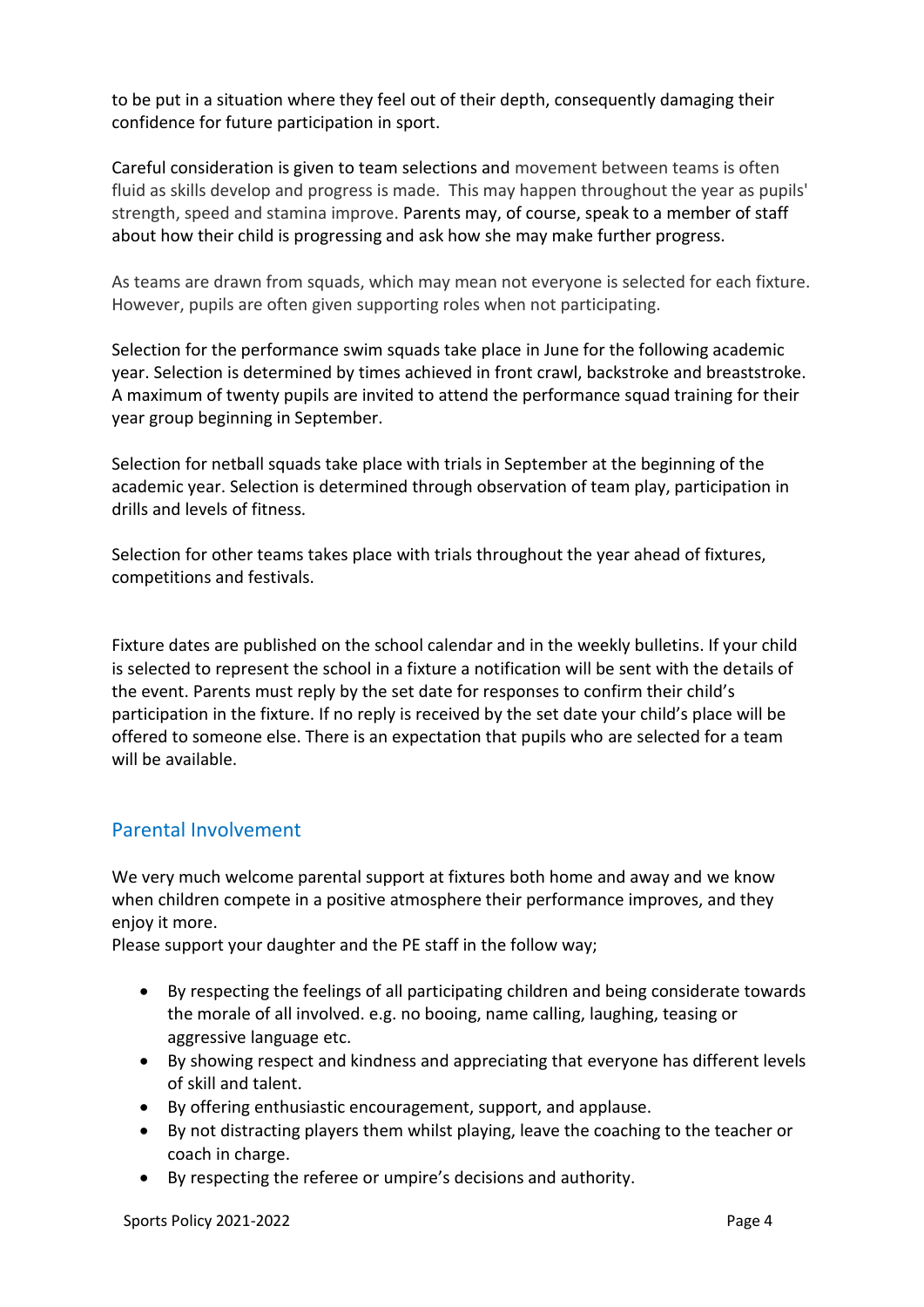to be put in a situation where they feel out of their depth, consequently damaging their confidence for future participation in sport.

Careful consideration is given to team selections and movement between teams is often fluid as skills develop and progress is made. This may happen throughout the year as pupils' strength, speed and stamina improve. Parents may, of course, speak to a member of staff about how their child is progressing and ask how she may make further progress.

As teams are drawn from squads, which may mean not everyone is selected for each fixture. However, pupils are often given supporting roles when not participating.

Selection for the performance swim squads take place in June for the following academic year. Selection is determined by times achieved in front crawl, backstroke and breaststroke. A maximum of twenty pupils are invited to attend the performance squad training for their year group beginning in September.

Selection for netball squads take place with trials in September at the beginning of the academic year. Selection is determined through observation of team play, participation in drills and levels of fitness.

Selection for other teams takes place with trials throughout the year ahead of fixtures, competitions and festivals.

Fixture dates are published on the school calendar and in the weekly bulletins. If your child is selected to represent the school in a fixture a notification will be sent with the details of the event. Parents must reply by the set date for responses to confirm their child's participation in the fixture. If no reply is received by the set date your child's place will be offered to someone else. There is an expectation that pupils who are selected for a team will be available.

## Parental Involvement

We very much welcome parental support at fixtures both home and away and we know when children compete in a positive atmosphere their performance improves, and they enjoy it more.

Please support your daughter and the PE staff in the follow way;

- By respecting the feelings of all participating children and being considerate towards the morale of all involved. e.g. no booing, name calling, laughing, teasing or aggressive language etc.
- By showing respect and kindness and appreciating that everyone has different levels of skill and talent.
- By offering enthusiastic encouragement, support, and applause.
- By not distracting players them whilst playing, leave the coaching to the teacher or coach in charge.
- By respecting the referee or umpire's decisions and authority.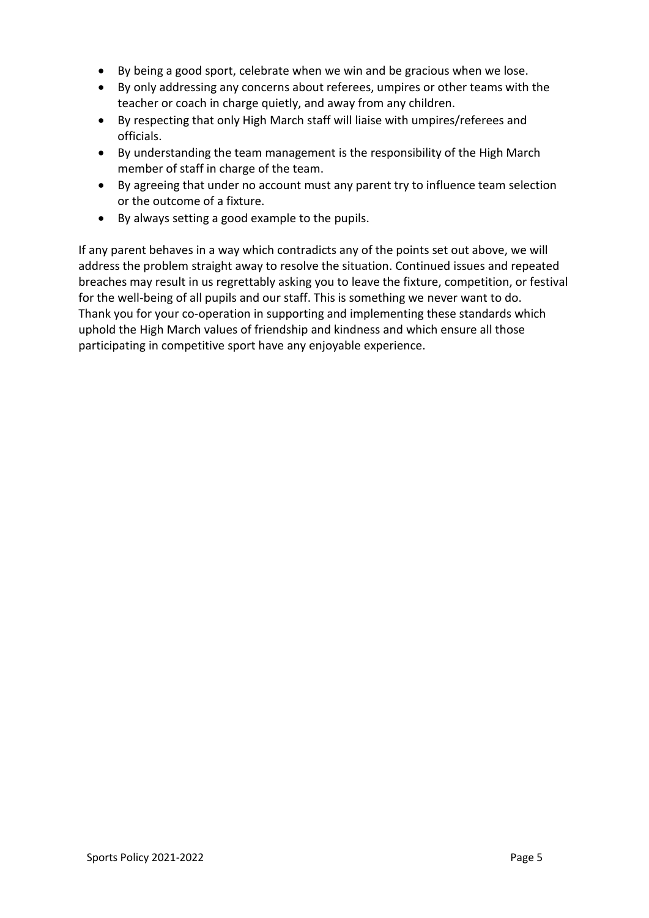- By being a good sport, celebrate when we win and be gracious when we lose.
- By only addressing any concerns about referees, umpires or other teams with the teacher or coach in charge quietly, and away from any children.
- By respecting that only High March staff will liaise with umpires/referees and officials.
- By understanding the team management is the responsibility of the High March member of staff in charge of the team.
- By agreeing that under no account must any parent try to influence team selection or the outcome of a fixture.
- By always setting a good example to the pupils.

If any parent behaves in a way which contradicts any of the points set out above, we will address the problem straight away to resolve the situation. Continued issues and repeated breaches may result in us regrettably asking you to leave the fixture, competition, or festival for the well-being of all pupils and our staff. This is something we never want to do. Thank you for your co-operation in supporting and implementing these standards which uphold the High March values of friendship and kindness and which ensure all those participating in competitive sport have any enjoyable experience.